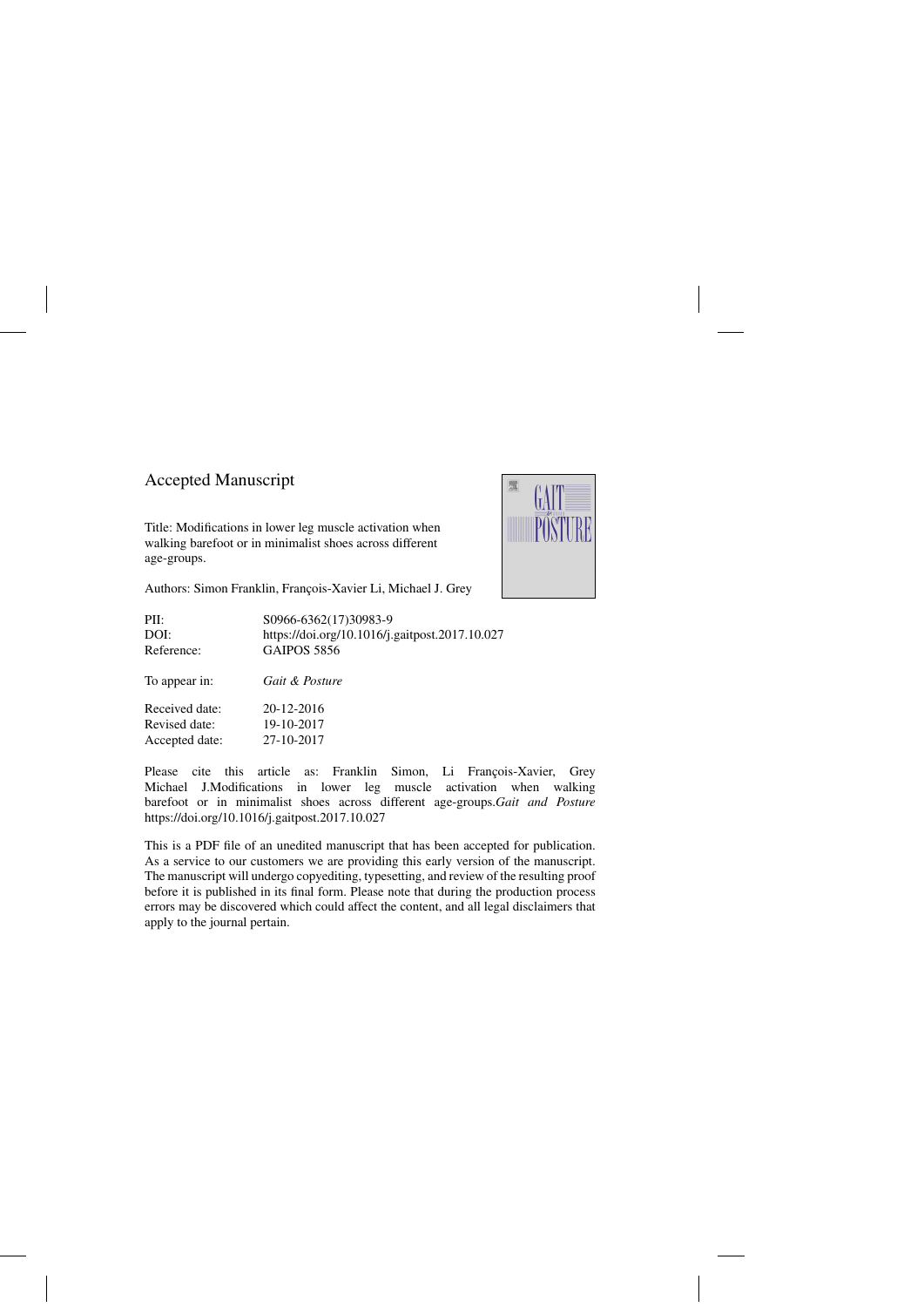# Accepted Manuscript

Title: Modifications in lower leg muscle activation when walking barefoot or in minimalist shoes across different age-groups.

Authors: Simon Franklin, François-Xavier Li, Michael J. Grey

| | |
|---|---|
| PII: | S0966-6362(17)30983-9 |
| DOI: | https://doi.org/10.1016/j.gaitpost.2017.10.027 |
| Reference: | GAIPOS 5856 |
| To appear in: | *Gait & Posture* |
| Received date: | 20-12-2016 |
| Revised date: | 19-10-2017 |
| Accepted date: | 27-10-2017 |

Please cite this article as: Franklin Simon, Li François-Xavier, Grey Michael J.Modifications in lower leg muscle activation when walking barefoot or in minimalist shoes across different age-groups.*Gait and Posture* https://doi.org/10.1016/j.gaitpost.2017.10.027

This is a PDF file of an unedited manuscript that has been accepted for publication. As a service to our customers we are providing this early version of the manuscript. The manuscript will undergo copyediting, typesetting, and review of the resulting proof before it is published in its final form. Please note that during the production process errors may be discovered which could affect the content, and all legal disclaimers that apply to the journal pertain.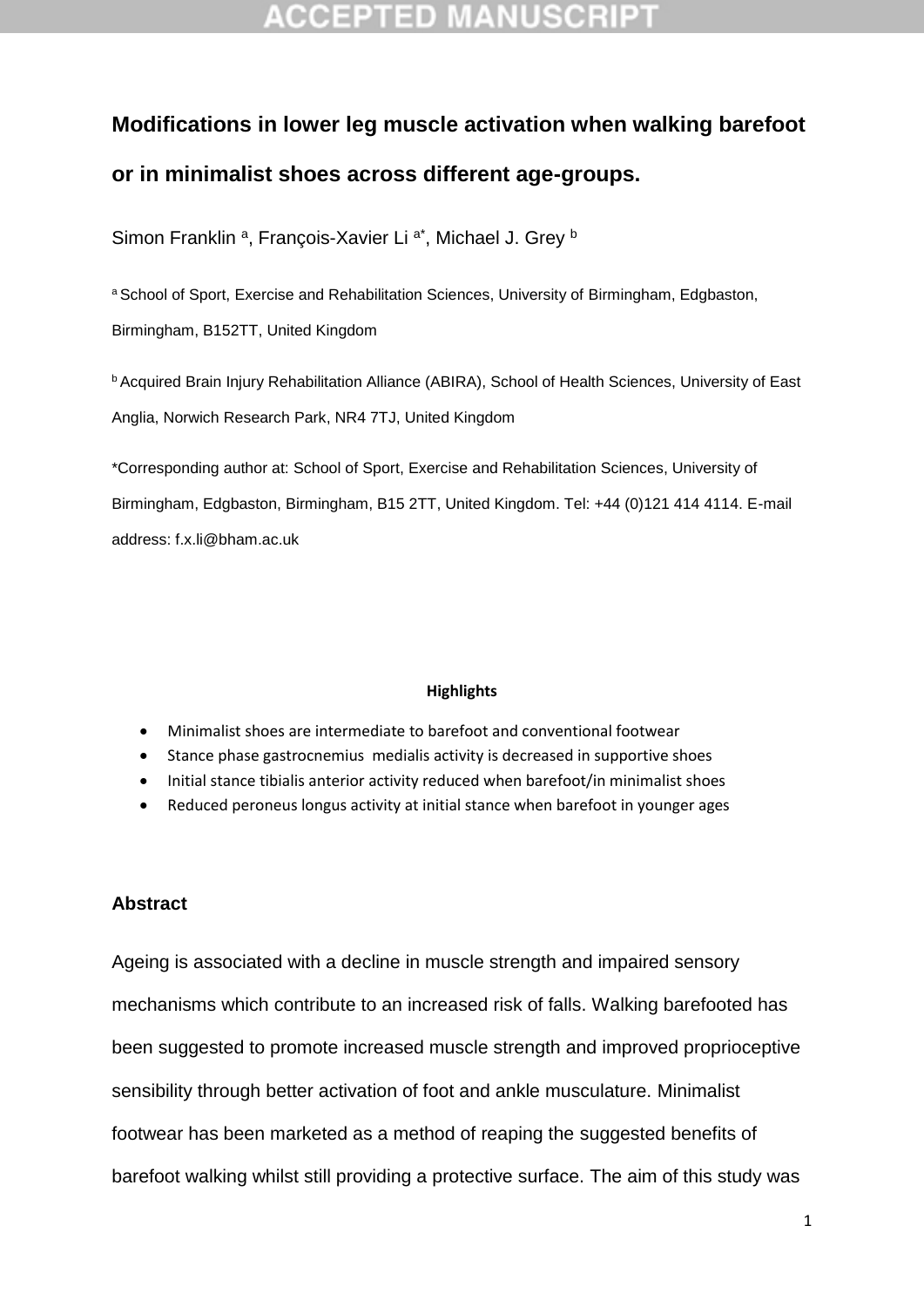# Modifications in lower leg muscle activation when walking barefoot or in minimalist shoes across different age-groups.

Simon Franklin [a], François-Xavier Li [a*], Michael J. Grey [b]

[a] School of Sport, Exercise and Rehabilitation Sciences, University of Birmingham, Edgbaston, Birmingham, B152TT, United Kingdom

[b] Acquired Brain Injury Rehabilitation Alliance (ABIRA), School of Health Sciences, University of East Anglia, Norwich Research Park, NR4 7TJ, United Kingdom

*Corresponding author at: School of Sport, Exercise and Rehabilitation Sciences, University of Birmingham, Edgbaston, Birmingham, B15 2TT, United Kingdom. Tel: +44 (0)121 414 4114. E-mail address: f.x.li@bham.ac.uk

**Highlights**

- Minimalist shoes are intermediate to barefoot and conventional footwear
- Stance phase gastrocnemius medialis activity is decreased in supportive shoes
- Initial stance tibialis anterior activity reduced when barefoot/in minimalist shoes
- Reduced peroneus longus activity at initial stance when barefoot in younger ages

## Abstract

Ageing is associated with a decline in muscle strength and impaired sensory mechanisms which contribute to an increased risk of falls. Walking barefooted has been suggested to promote increased muscle strength and improved proprioceptive sensibility through better activation of foot and ankle musculature. Minimalist footwear has been marketed as a method of reaping the suggested benefits of barefoot walking whilst still providing a protective surface. The aim of this study was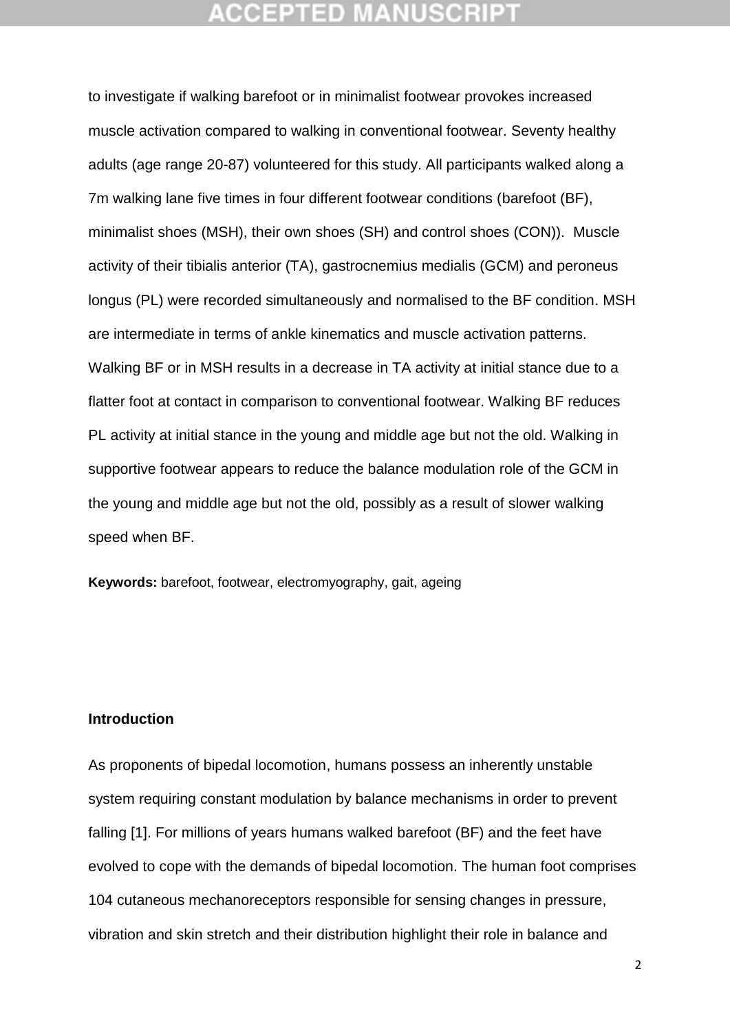to investigate if walking barefoot or in minimalist footwear provokes increased muscle activation compared to walking in conventional footwear. Seventy healthy adults (age range 20-87) volunteered for this study. All participants walked along a 7m walking lane five times in four different footwear conditions (barefoot (BF), minimalist shoes (MSH), their own shoes (SH) and control shoes (CON)). Muscle activity of their tibialis anterior (TA), gastrocnemius medialis (GCM) and peroneus longus (PL) were recorded simultaneously and normalised to the BF condition. MSH are intermediate in terms of ankle kinematics and muscle activation patterns. Walking BF or in MSH results in a decrease in TA activity at initial stance due to a flatter foot at contact in comparison to conventional footwear. Walking BF reduces PL activity at initial stance in the young and middle age but not the old. Walking in supportive footwear appears to reduce the balance modulation role of the GCM in the young and middle age but not the old, possibly as a result of slower walking speed when BF.

**Keywords:** barefoot, footwear, electromyography, gait, ageing

## Introduction

As proponents of bipedal locomotion, humans possess an inherently unstable system requiring constant modulation by balance mechanisms in order to prevent falling [1]. For millions of years humans walked barefoot (BF) and the feet have evolved to cope with the demands of bipedal locomotion. The human foot comprises 104 cutaneous mechanoreceptors responsible for sensing changes in pressure, vibration and skin stretch and their distribution highlight their role in balance and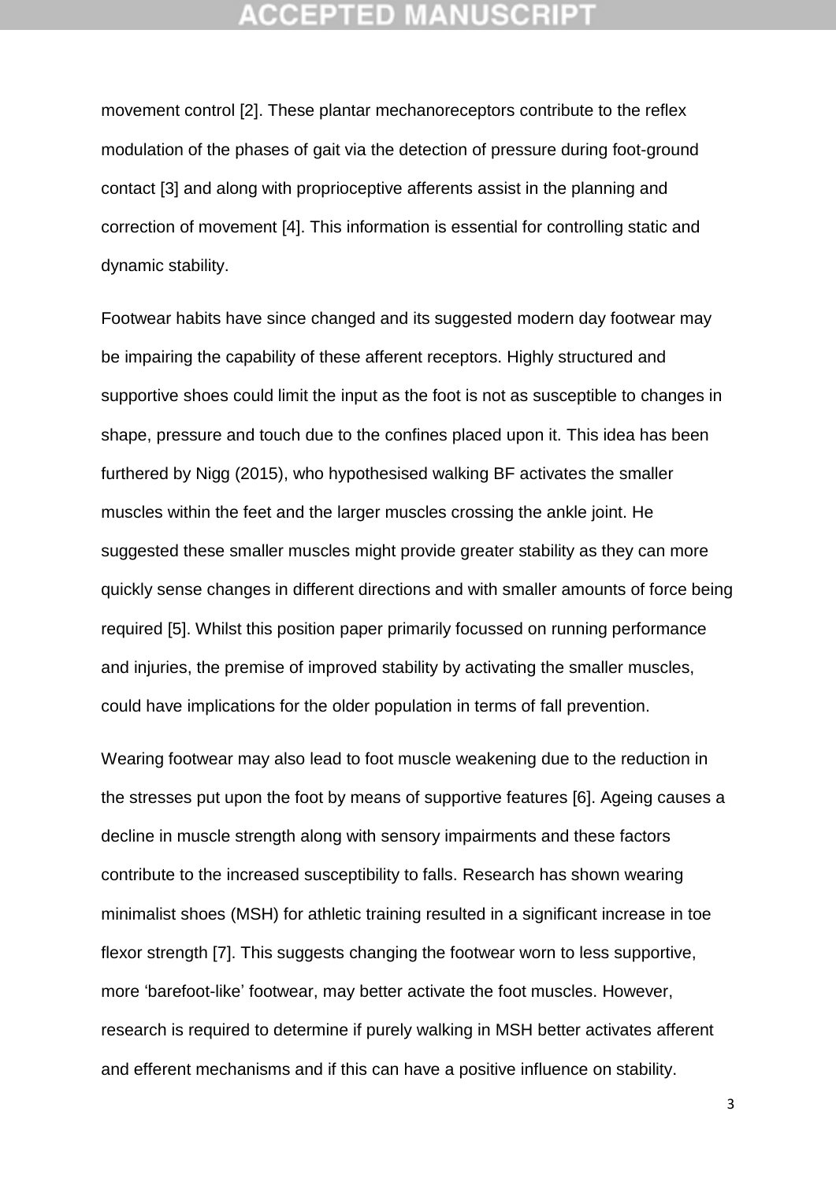movement control [2]. These plantar mechanoreceptors contribute to the reflex modulation of the phases of gait via the detection of pressure during foot-ground contact [3] and along with proprioceptive afferents assist in the planning and correction of movement [4]. This information is essential for controlling static and dynamic stability.

Footwear habits have since changed and its suggested modern day footwear may be impairing the capability of these afferent receptors. Highly structured and supportive shoes could limit the input as the foot is not as susceptible to changes in shape, pressure and touch due to the confines placed upon it. This idea has been furthered by Nigg (2015), who hypothesised walking BF activates the smaller muscles within the feet and the larger muscles crossing the ankle joint. He suggested these smaller muscles might provide greater stability as they can more quickly sense changes in different directions and with smaller amounts of force being required [5]. Whilst this position paper primarily focussed on running performance and injuries, the premise of improved stability by activating the smaller muscles, could have implications for the older population in terms of fall prevention.

Wearing footwear may also lead to foot muscle weakening due to the reduction in the stresses put upon the foot by means of supportive features [6]. Ageing causes a decline in muscle strength along with sensory impairments and these factors contribute to the increased susceptibility to falls. Research has shown wearing minimalist shoes (MSH) for athletic training resulted in a significant increase in toe flexor strength [7]. This suggests changing the footwear worn to less supportive, more ‘barefoot-like’ footwear, may better activate the foot muscles. However, research is required to determine if purely walking in MSH better activates afferent and efferent mechanisms and if this can have a positive influence on stability.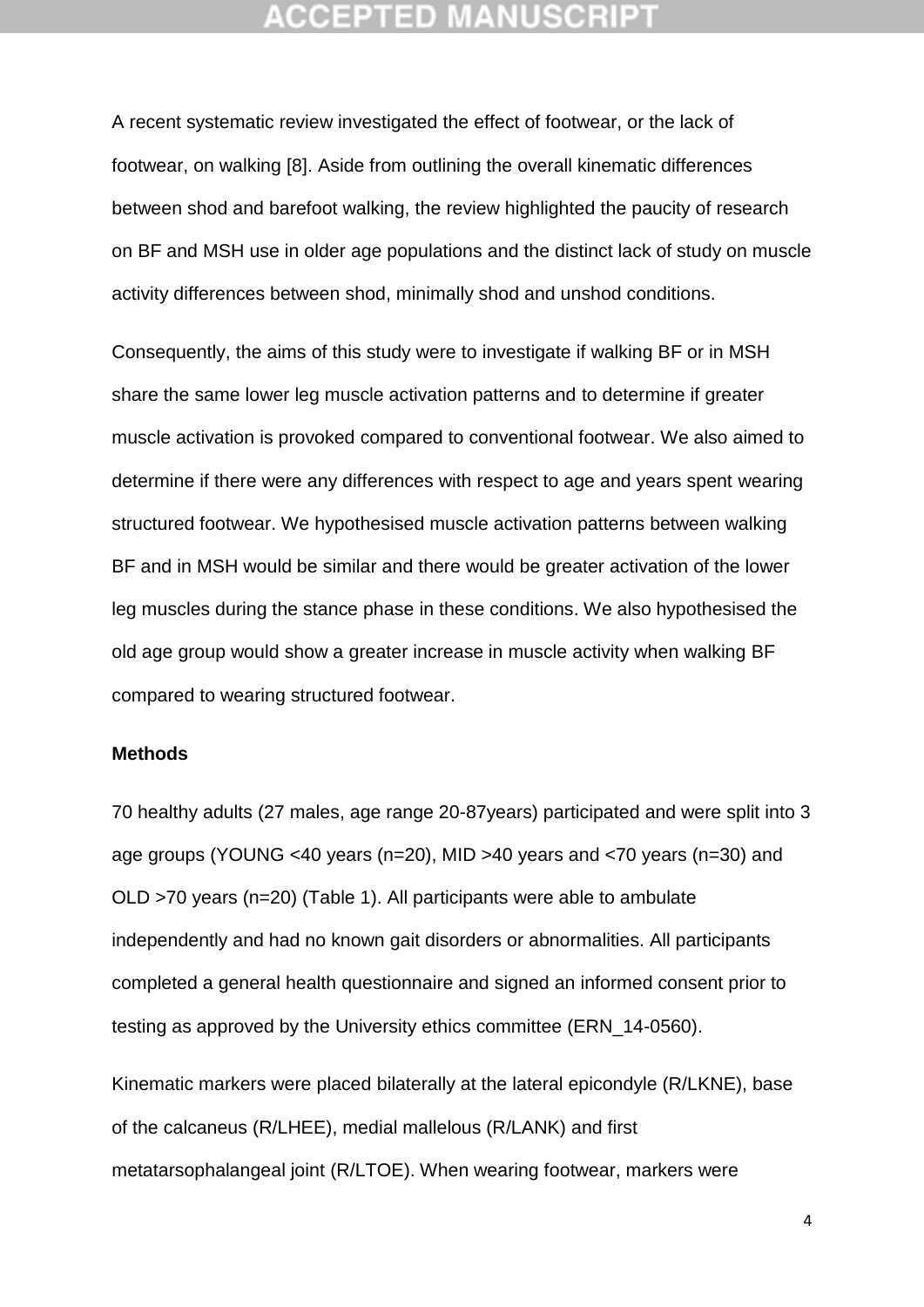A recent systematic review investigated the effect of footwear, or the lack of footwear, on walking [8]. Aside from outlining the overall kinematic differences between shod and barefoot walking, the review highlighted the paucity of research on BF and MSH use in older age populations and the distinct lack of study on muscle activity differences between shod, minimally shod and unshod conditions.

Consequently, the aims of this study were to investigate if walking BF or in MSH share the same lower leg muscle activation patterns and to determine if greater muscle activation is provoked compared to conventional footwear. We also aimed to determine if there were any differences with respect to age and years spent wearing structured footwear. We hypothesised muscle activation patterns between walking BF and in MSH would be similar and there would be greater activation of the lower leg muscles during the stance phase in these conditions. We also hypothesised the old age group would show a greater increase in muscle activity when walking BF compared to wearing structured footwear.

**Methods**

70 healthy adults (27 males, age range 20-87years) participated and were split into 3 age groups (YOUNG <40 years (n=20), MID >40 years and <70 years (n=30) and OLD >70 years (n=20) (Table 1). All participants were able to ambulate independently and had no known gait disorders or abnormalities. All participants completed a general health questionnaire and signed an informed consent prior to testing as approved by the University ethics committee (ERN_14-0560).

Kinematic markers were placed bilaterally at the lateral epicondyle (R/LKNE), base of the calcaneus (R/LHEE), medial mallelous (R/LANK) and first metatarsophalangeal joint (R/LTOE). When wearing footwear, markers were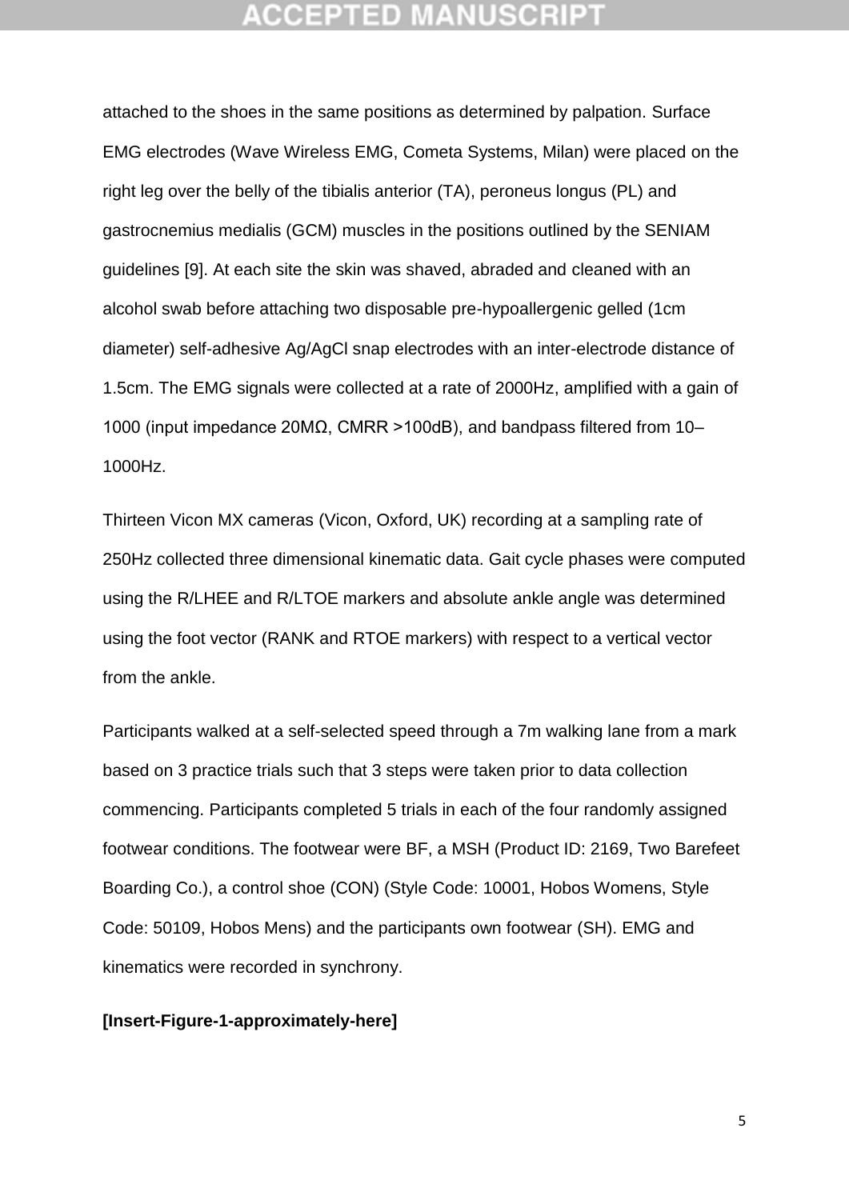attached to the shoes in the same positions as determined by palpation. Surface EMG electrodes (Wave Wireless EMG, Cometa Systems, Milan) were placed on the right leg over the belly of the tibialis anterior (TA), peroneus longus (PL) and gastrocnemius medialis (GCM) muscles in the positions outlined by the SENIAM guidelines [9]. At each site the skin was shaved, abraded and cleaned with an alcohol swab before attaching two disposable pre-hypoallergenic gelled (1cm diameter) self-adhesive Ag/AgCl snap electrodes with an inter-electrode distance of 1.5cm. The EMG signals were collected at a rate of 2000Hz, amplified with a gain of 1000 (input impedance 20MΩ, CMRR >100dB), and bandpass filtered from 10–1000Hz.

Thirteen Vicon MX cameras (Vicon, Oxford, UK) recording at a sampling rate of 250Hz collected three dimensional kinematic data. Gait cycle phases were computed using the R/LHEE and R/LTOE markers and absolute ankle angle was determined using the foot vector (RANK and RTOE markers) with respect to a vertical vector from the ankle.

Participants walked at a self-selected speed through a 7m walking lane from a mark based on 3 practice trials such that 3 steps were taken prior to data collection commencing. Participants completed 5 trials in each of the four randomly assigned footwear conditions. The footwear were BF, a MSH (Product ID: 2169, Two Barefeet Boarding Co.), a control shoe (CON) (Style Code: 10001, Hobos Womens, Style Code: 50109, Hobos Mens) and the participants own footwear (SH). EMG and kinematics were recorded in synchrony.

**[Insert-Figure-1-approximately-here]**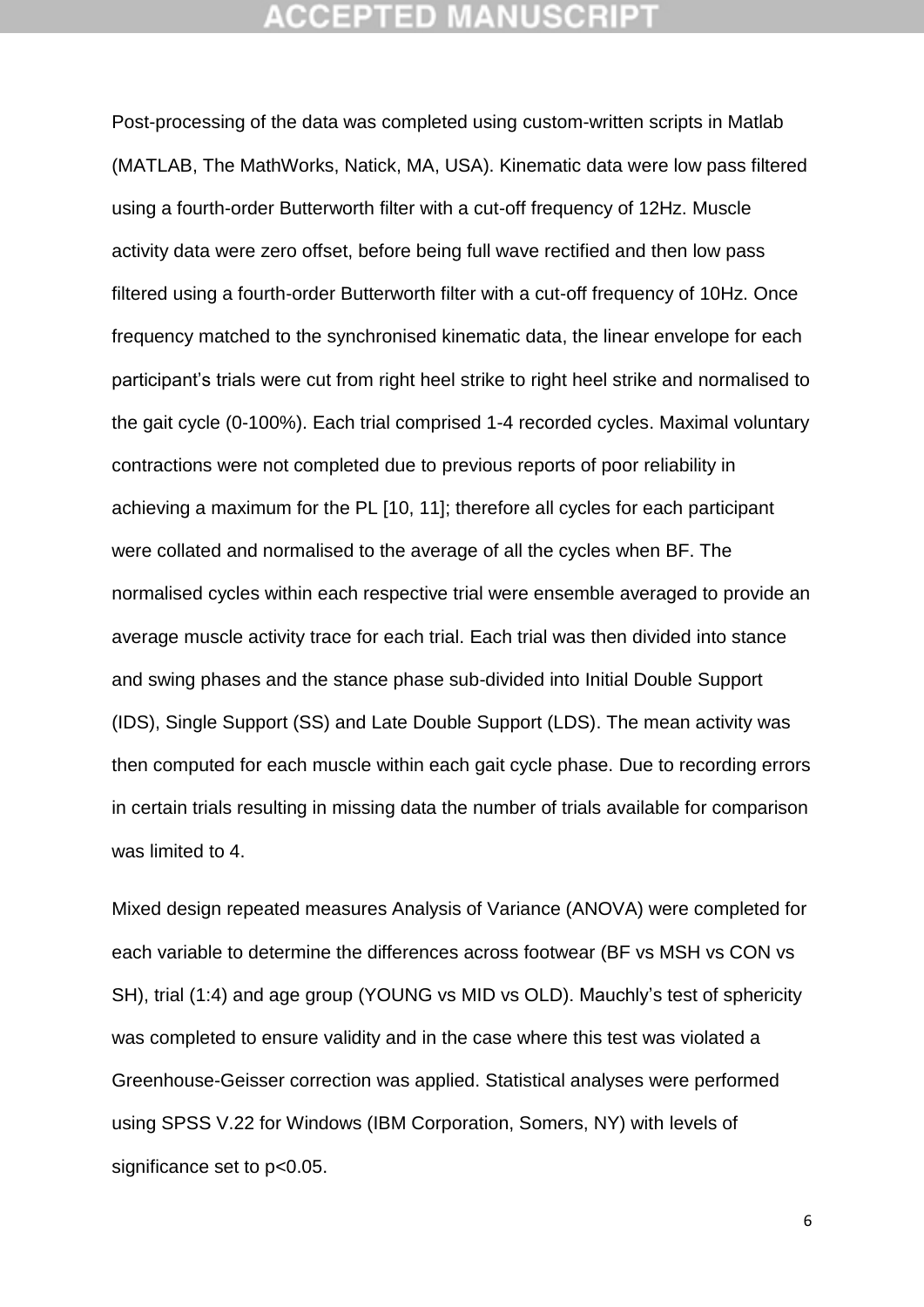Post-processing of the data was completed using custom-written scripts in Matlab (MATLAB, The MathWorks, Natick, MA, USA). Kinematic data were low pass filtered using a fourth-order Butterworth filter with a cut-off frequency of 12Hz. Muscle activity data were zero offset, before being full wave rectified and then low pass filtered using a fourth-order Butterworth filter with a cut-off frequency of 10Hz. Once frequency matched to the synchronised kinematic data, the linear envelope for each participant's trials were cut from right heel strike to right heel strike and normalised to the gait cycle (0-100%). Each trial comprised 1-4 recorded cycles. Maximal voluntary contractions were not completed due to previous reports of poor reliability in achieving a maximum for the PL [10, 11]; therefore all cycles for each participant were collated and normalised to the average of all the cycles when BF. The normalised cycles within each respective trial were ensemble averaged to provide an average muscle activity trace for each trial. Each trial was then divided into stance and swing phases and the stance phase sub-divided into Initial Double Support (IDS), Single Support (SS) and Late Double Support (LDS). The mean activity was then computed for each muscle within each gait cycle phase. Due to recording errors in certain trials resulting in missing data the number of trials available for comparison was limited to 4.

Mixed design repeated measures Analysis of Variance (ANOVA) were completed for each variable to determine the differences across footwear (BF vs MSH vs CON vs SH), trial (1:4) and age group (YOUNG vs MID vs OLD). Mauchly's test of sphericity was completed to ensure validity and in the case where this test was violated a Greenhouse-Geisser correction was applied. Statistical analyses were performed using SPSS V.22 for Windows (IBM Corporation, Somers, NY) with levels of significance set to $p<0.05$.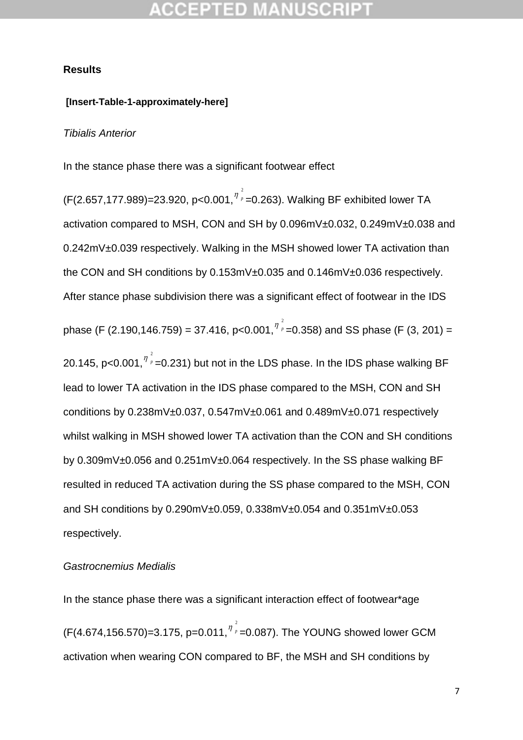**Results**

**[Insert-Table-1-approximately-here]**

*Tibialis Anterior*

In the stance phase there was a significant footwear effect ($F(2.657,177.989)=23.920$, $p<0.001$, $\eta_p^2=0.263$). Walking BF exhibited lower TA activation compared to MSH, CON and SH by 0.096mV±0.032, 0.249mV±0.038 and 0.242mV±0.039 respectively. Walking in the MSH showed lower TA activation than the CON and SH conditions by 0.153mV±0.035 and 0.146mV±0.036 respectively. After stance phase subdivision there was a significant effect of footwear in the IDS phase ($F(2.190,146.759) = 37.416$, $p<0.001$, $\eta_p^2=0.358$) and SS phase ($F(3, 201) = 20.145$, $p<0.001$, $\eta_p^2=0.231$) but not in the LDS phase. In the IDS phase walking BF lead to lower TA activation in the IDS phase compared to the MSH, CON and SH conditions by 0.238mV±0.037, 0.547mV±0.061 and 0.489mV±0.071 respectively whilst walking in MSH showed lower TA activation than the CON and SH conditions by 0.309mV±0.056 and 0.251mV±0.064 respectively. In the SS phase walking BF resulted in reduced TA activation during the SS phase compared to the MSH, CON and SH conditions by 0.290mV±0.059, 0.338mV±0.054 and 0.351mV±0.053 respectively.

*Gastrocnemius Medialis*

In the stance phase there was a significant interaction effect of footwear*age ($F(4.674,156.570)=3.175$, $p=0.011$, $\eta_p^2=0.087$). The YOUNG showed lower GCM activation when wearing CON compared to BF, the MSH and SH conditions by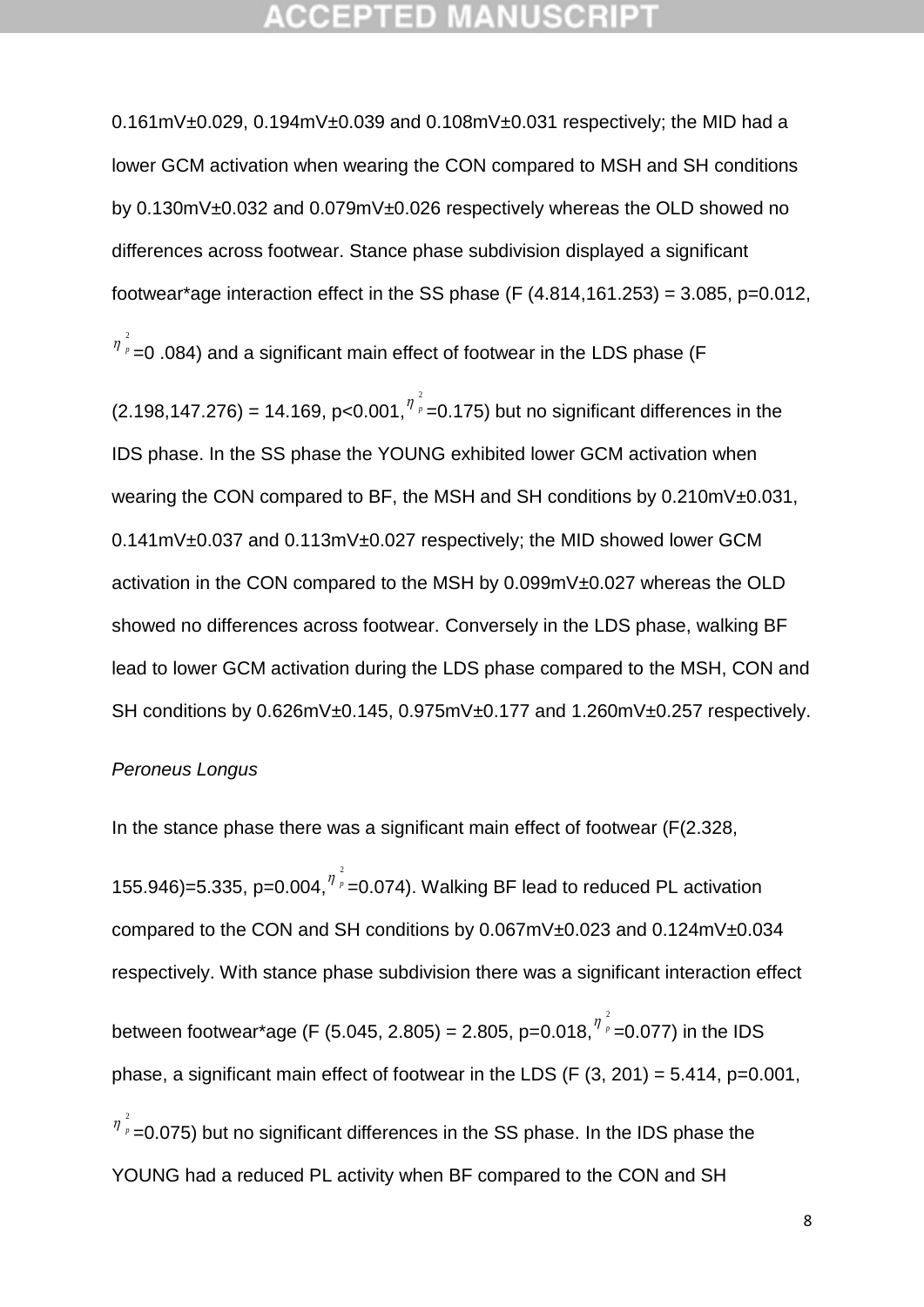0.161mV±0.029, 0.194mV±0.039 and 0.108mV±0.031 respectively; the MID had a lower GCM activation when wearing the CON compared to MSH and SH conditions by 0.130mV±0.032 and 0.079mV±0.026 respectively whereas the OLD showed no differences across footwear. Stance phase subdivision displayed a significant footwear*age interaction effect in the SS phase ($F (4.814,161.253) = 3.085$, $p=0.012$, $\eta_p^2=0.084$) and a significant main effect of footwear in the LDS phase ($F (2.198,147.276) = 14.169$, $p<0.001$, $\eta_p^2=0.175$) but no significant differences in the IDS phase. In the SS phase the YOUNG exhibited lower GCM activation when wearing the CON compared to BF, the MSH and SH conditions by 0.210mV±0.031, 0.141mV±0.037 and 0.113mV±0.027 respectively; the MID showed lower GCM activation in the CON compared to the MSH by 0.099mV±0.027 whereas the OLD showed no differences across footwear. Conversely in the LDS phase, walking BF lead to lower GCM activation during the LDS phase compared to the MSH, CON and SH conditions by 0.626mV±0.145, 0.975mV±0.177 and 1.260mV±0.257 respectively.

*Peroneus Longus*

In the stance phase there was a significant main effect of footwear ($F(2.328, 155.946)=5.335$, $p=0.004$, $\eta_p^2=0.074$). Walking BF lead to reduced PL activation compared to the CON and SH conditions by 0.067mV±0.023 and 0.124mV±0.034 respectively. With stance phase subdivision there was a significant interaction effect between footwear*age ($F (5.045, 2.805) = 2.805$, $p=0.018$, $\eta_p^2=0.077$) in the IDS phase, a significant main effect of footwear in the LDS ($F (3, 201) = 5.414$, $p=0.001$, $\eta_p^2=0.075$) but no significant differences in the SS phase. In the IDS phase the YOUNG had a reduced PL activity when BF compared to the CON and SH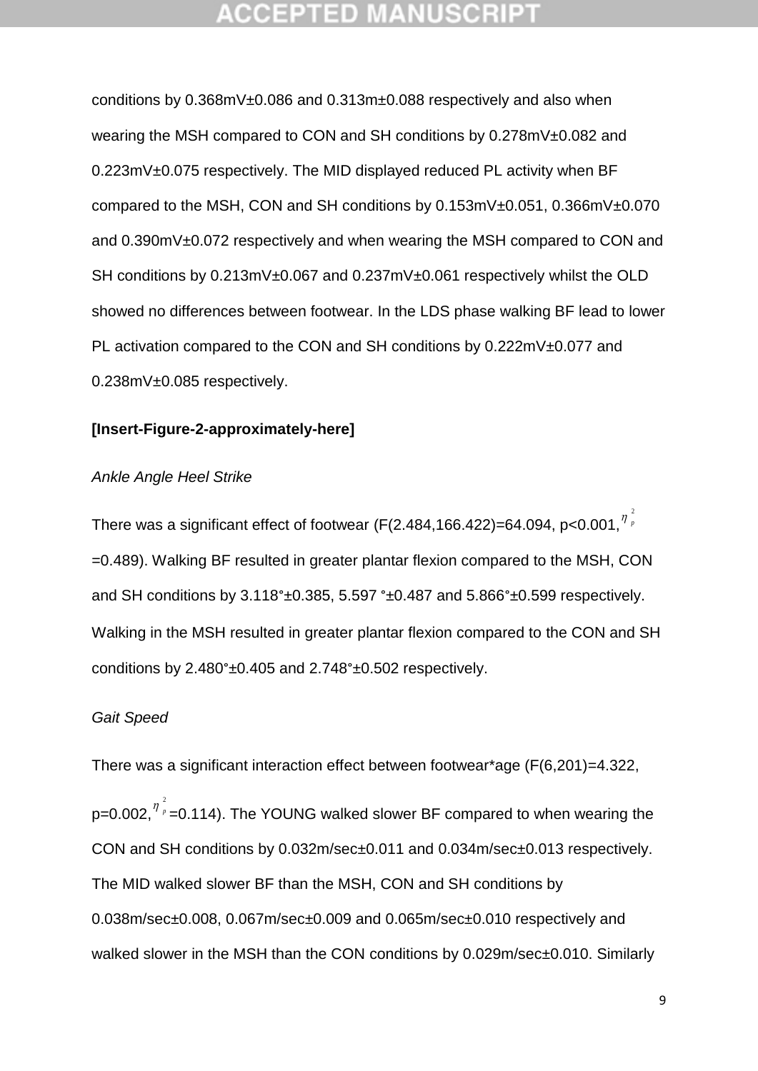conditions by 0.368mV±0.086 and 0.313m±0.088 respectively and also when wearing the MSH compared to CON and SH conditions by 0.278mV±0.082 and 0.223mV±0.075 respectively. The MID displayed reduced PL activity when BF compared to the MSH, CON and SH conditions by 0.153mV±0.051, 0.366mV±0.070 and 0.390mV±0.072 respectively and when wearing the MSH compared to CON and SH conditions by 0.213mV±0.067 and 0.237mV±0.061 respectively whilst the OLD showed no differences between footwear. In the LDS phase walking BF lead to lower PL activation compared to the CON and SH conditions by 0.222mV±0.077 and 0.238mV±0.085 respectively.

**[Insert-Figure-2-approximately-here]**

*Ankle Angle Heel Strike*

There was a significant effect of footwear ($F(2.484,166.422)=64.094$, $p<0.001$, $\eta_p^2=0.489$). Walking BF resulted in greater plantar flexion compared to the MSH, CON and SH conditions by 3.118°±0.385, 5.597 °±0.487 and 5.866°±0.599 respectively. Walking in the MSH resulted in greater plantar flexion compared to the CON and SH conditions by 2.480°±0.405 and 2.748°±0.502 respectively.

*Gait Speed*

There was a significant interaction effect between footwear*age ($F(6,201)=4.322$, $p=0.002$, $\eta_p^2=0.114$). The YOUNG walked slower BF compared to when wearing the CON and SH conditions by 0.032m/sec±0.011 and 0.034m/sec±0.013 respectively. The MID walked slower BF than the MSH, CON and SH conditions by 0.038m/sec±0.008, 0.067m/sec±0.009 and 0.065m/sec±0.010 respectively and walked slower in the MSH than the CON conditions by 0.029m/sec±0.010. Similarly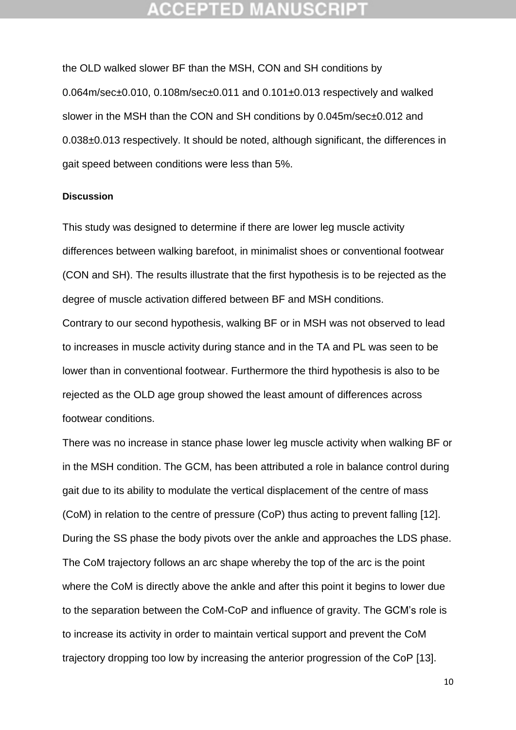the OLD walked slower BF than the MSH, CON and SH conditions by 0.064m/sec±0.010, 0.108m/sec±0.011 and 0.101±0.013 respectively and walked slower in the MSH than the CON and SH conditions by 0.045m/sec±0.012 and 0.038±0.013 respectively. It should be noted, although significant, the differences in gait speed between conditions were less than 5%.

**Discussion**

This study was designed to determine if there are lower leg muscle activity differences between walking barefoot, in minimalist shoes or conventional footwear (CON and SH). The results illustrate that the first hypothesis is to be rejected as the degree of muscle activation differed between BF and MSH conditions.
Contrary to our second hypothesis, walking BF or in MSH was not observed to lead to increases in muscle activity during stance and in the TA and PL was seen to be lower than in conventional footwear. Furthermore the third hypothesis is also to be rejected as the OLD age group showed the least amount of differences across footwear conditions.
There was no increase in stance phase lower leg muscle activity when walking BF or in the MSH condition. The GCM, has been attributed a role in balance control during gait due to its ability to modulate the vertical displacement of the centre of mass (CoM) in relation to the centre of pressure (CoP) thus acting to prevent falling [12]. During the SS phase the body pivots over the ankle and approaches the LDS phase. The CoM trajectory follows an arc shape whereby the top of the arc is the point where the CoM is directly above the ankle and after this point it begins to lower due to the separation between the CoM-CoP and influence of gravity. The GCM's role is to increase its activity in order to maintain vertical support and prevent the CoM trajectory dropping too low by increasing the anterior progression of the CoP [13].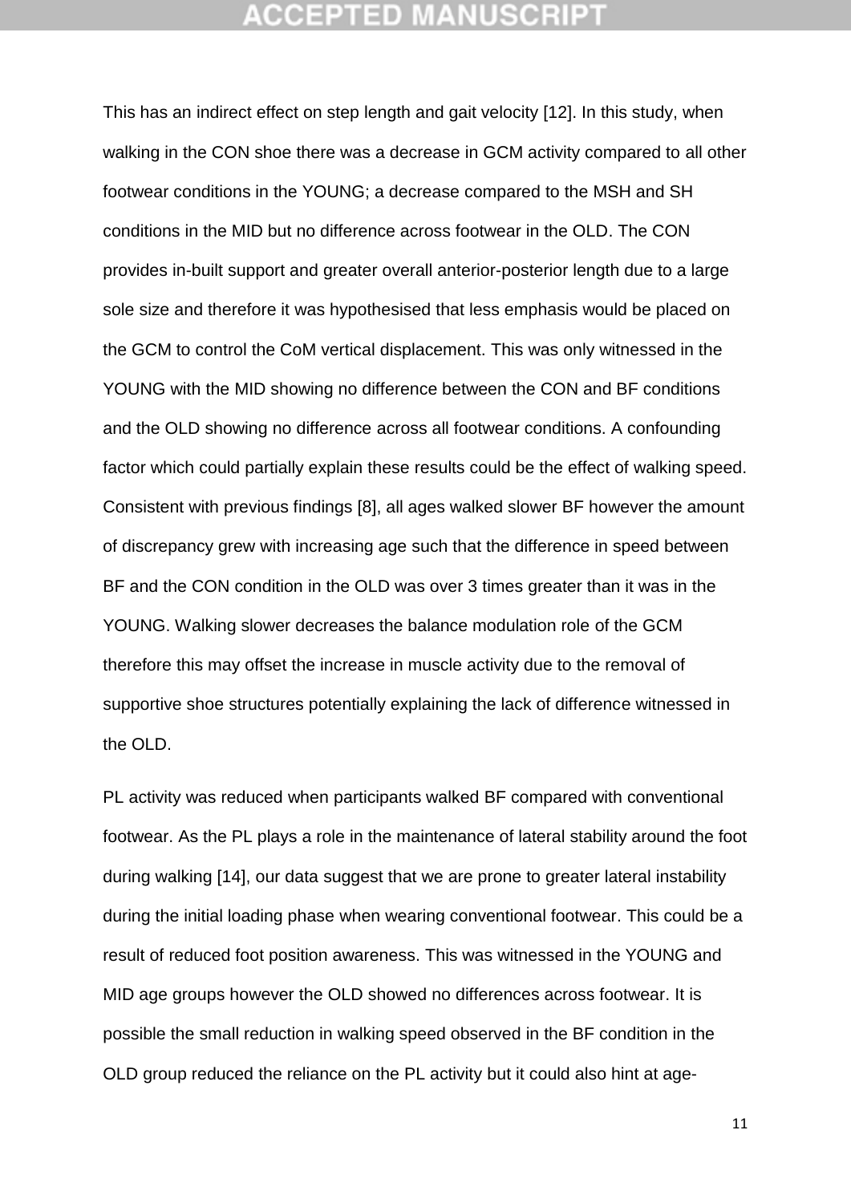This has an indirect effect on step length and gait velocity [12]. In this study, when walking in the CON shoe there was a decrease in GCM activity compared to all other footwear conditions in the YOUNG; a decrease compared to the MSH and SH conditions in the MID but no difference across footwear in the OLD. The CON provides in-built support and greater overall anterior-posterior length due to a large sole size and therefore it was hypothesised that less emphasis would be placed on the GCM to control the CoM vertical displacement. This was only witnessed in the YOUNG with the MID showing no difference between the CON and BF conditions and the OLD showing no difference across all footwear conditions. A confounding factor which could partially explain these results could be the effect of walking speed. Consistent with previous findings [8], all ages walked slower BF however the amount of discrepancy grew with increasing age such that the difference in speed between BF and the CON condition in the OLD was over 3 times greater than it was in the YOUNG. Walking slower decreases the balance modulation role of the GCM therefore this may offset the increase in muscle activity due to the removal of supportive shoe structures potentially explaining the lack of difference witnessed in the OLD.

PL activity was reduced when participants walked BF compared with conventional footwear. As the PL plays a role in the maintenance of lateral stability around the foot during walking [14], our data suggest that we are prone to greater lateral instability during the initial loading phase when wearing conventional footwear. This could be a result of reduced foot position awareness. This was witnessed in the YOUNG and MID age groups however the OLD showed no differences across footwear. It is possible the small reduction in walking speed observed in the BF condition in the OLD group reduced the reliance on the PL activity but it could also hint at age-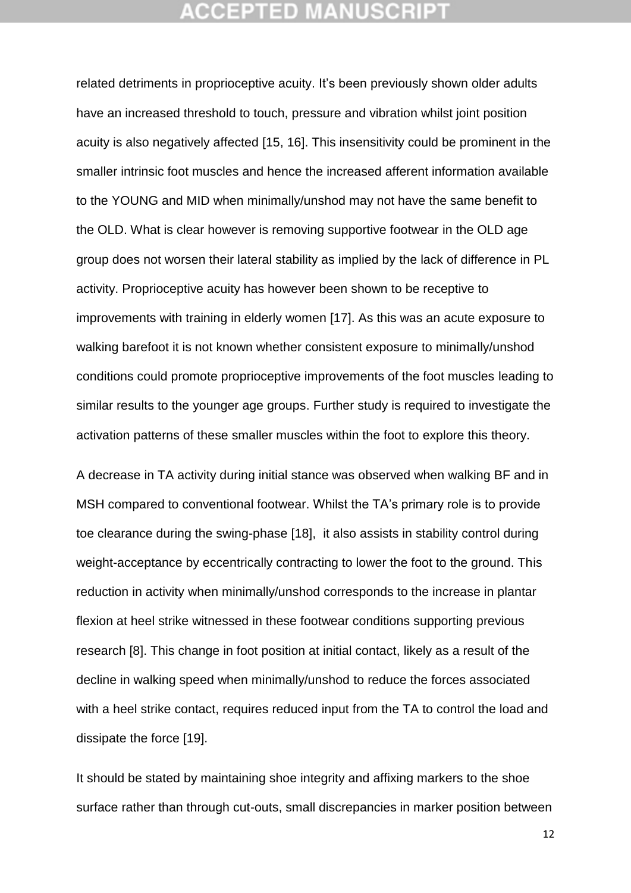related detriments in proprioceptive acuity. It's been previously shown older adults have an increased threshold to touch, pressure and vibration whilst joint position acuity is also negatively affected [15, 16]. This insensitivity could be prominent in the smaller intrinsic foot muscles and hence the increased afferent information available to the YOUNG and MID when minimally/unshod may not have the same benefit to the OLD. What is clear however is removing supportive footwear in the OLD age group does not worsen their lateral stability as implied by the lack of difference in PL activity. Proprioceptive acuity has however been shown to be receptive to improvements with training in elderly women [17]. As this was an acute exposure to walking barefoot it is not known whether consistent exposure to minimally/unshod conditions could promote proprioceptive improvements of the foot muscles leading to similar results to the younger age groups. Further study is required to investigate the activation patterns of these smaller muscles within the foot to explore this theory.

A decrease in TA activity during initial stance was observed when walking BF and in MSH compared to conventional footwear. Whilst the TA's primary role is to provide toe clearance during the swing-phase [18], it also assists in stability control during weight-acceptance by eccentrically contracting to lower the foot to the ground. This reduction in activity when minimally/unshod corresponds to the increase in plantar flexion at heel strike witnessed in these footwear conditions supporting previous research [8]. This change in foot position at initial contact, likely as a result of the decline in walking speed when minimally/unshod to reduce the forces associated with a heel strike contact, requires reduced input from the TA to control the load and dissipate the force [19].

It should be stated by maintaining shoe integrity and affixing markers to the shoe surface rather than through cut-outs, small discrepancies in marker position between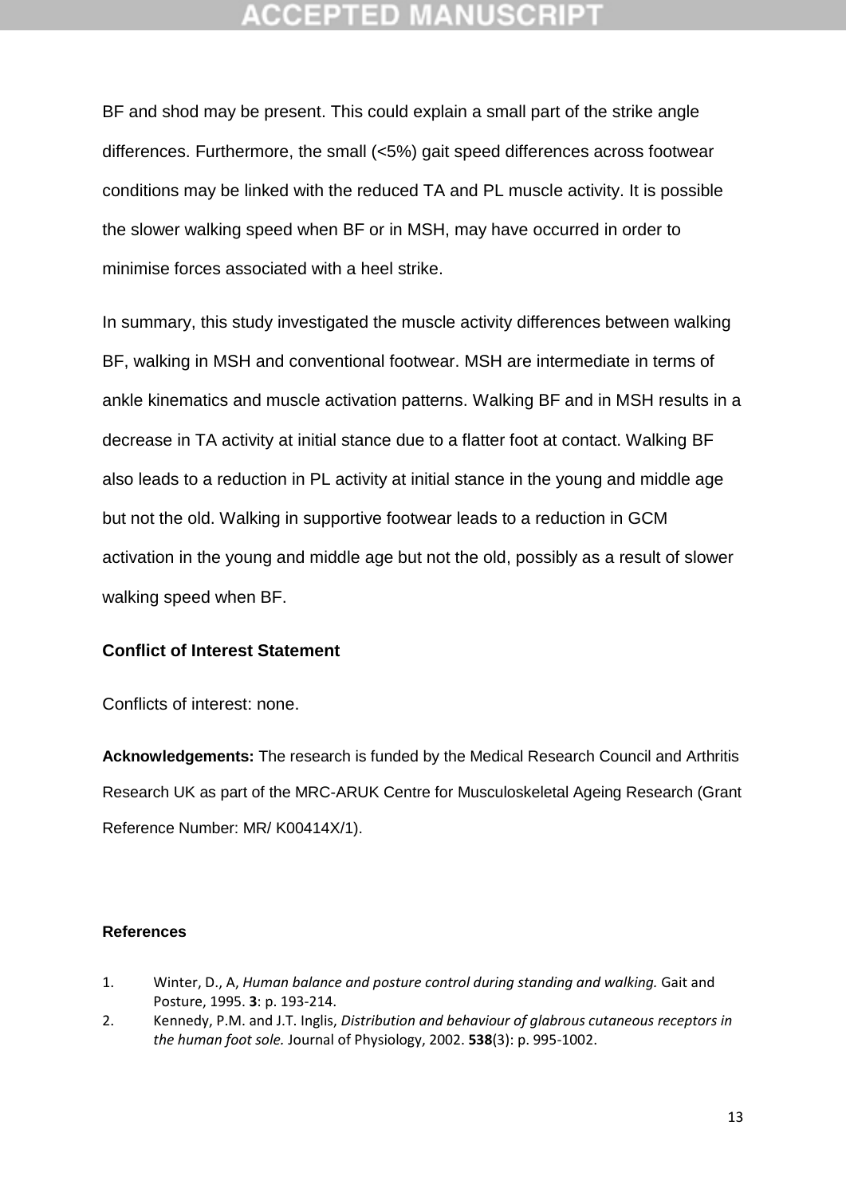BF and shod may be present. This could explain a small part of the strike angle differences. Furthermore, the small (<5%) gait speed differences across footwear conditions may be linked with the reduced TA and PL muscle activity. It is possible the slower walking speed when BF or in MSH, may have occurred in order to minimise forces associated with a heel strike.

In summary, this study investigated the muscle activity differences between walking BF, walking in MSH and conventional footwear. MSH are intermediate in terms of ankle kinematics and muscle activation patterns. Walking BF and in MSH results in a decrease in TA activity at initial stance due to a flatter foot at contact. Walking BF also leads to a reduction in PL activity at initial stance in the young and middle age but not the old. Walking in supportive footwear leads to a reduction in GCM activation in the young and middle age but not the old, possibly as a result of slower walking speed when BF.

## Conflict of Interest Statement

Conflicts of interest: none.

**Acknowledgements:** The research is funded by the Medical Research Council and Arthritis Research UK as part of the MRC-ARUK Centre for Musculoskeletal Ageing Research (Grant Reference Number: MR/ K00414X/1).

## References

1. Winter, D., A, *Human balance and posture control during standing and walking.* Gait and Posture, 1995. **3**: p. 193-214.
2. Kennedy, P.M. and J.T. Inglis, *Distribution and behaviour of glabrous cutaneous receptors in the human foot sole.* Journal of Physiology, 2002. **538**(3): p. 995-1002.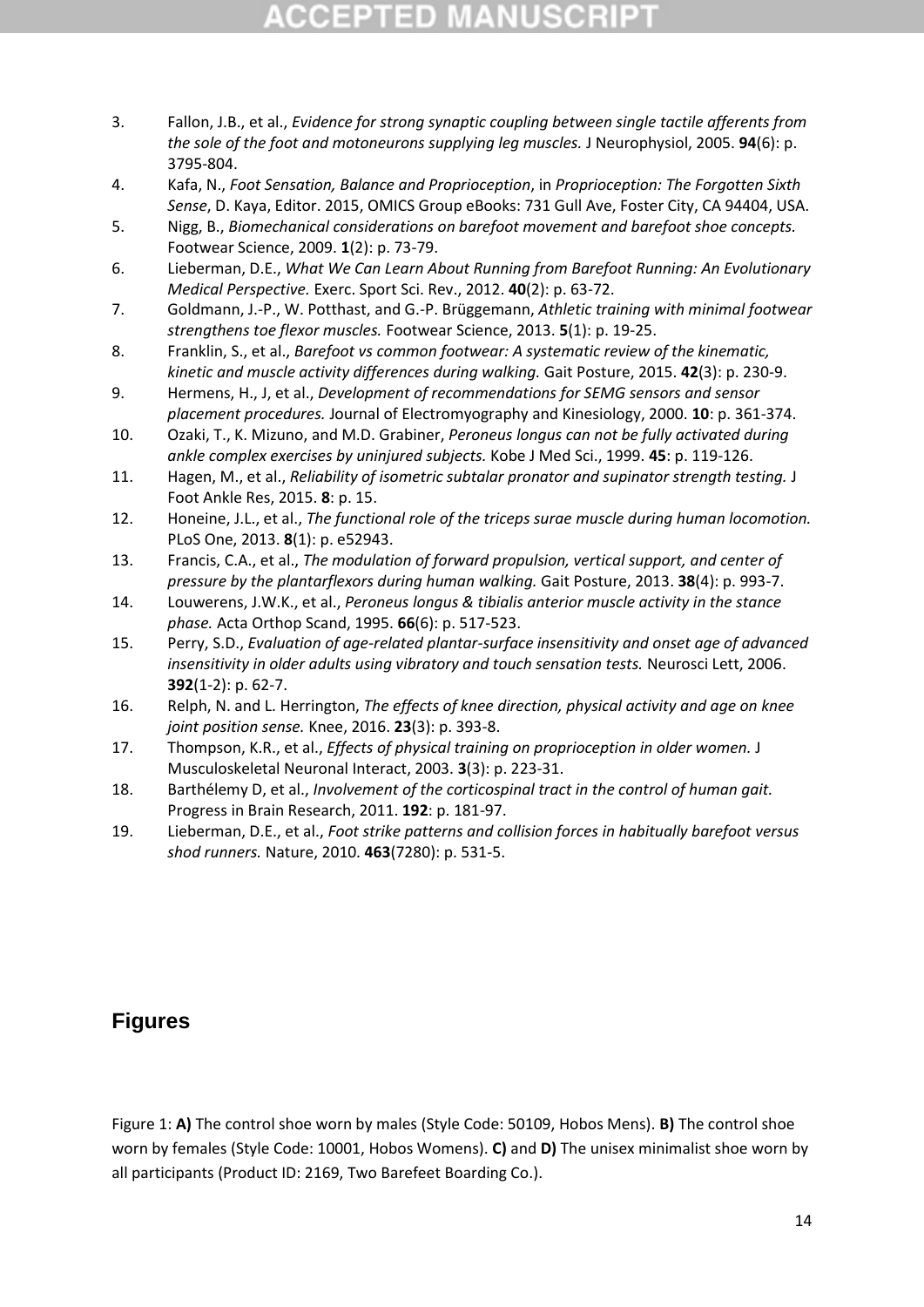3. Fallon, J.B., et al., *Evidence for strong synaptic coupling between single tactile afferents from the sole of the foot and motoneurons supplying leg muscles.* J Neurophysiol, 2005. **94**(6): p. 3795-804.
4. Kafa, N., *Foot Sensation, Balance and Proprioception*, in *Proprioception: The Forgotten Sixth Sense*, D. Kaya, Editor. 2015, OMICS Group eBooks: 731 Gull Ave, Foster City, CA 94404, USA.
5. Nigg, B., *Biomechanical considerations on barefoot movement and barefoot shoe concepts.* Footwear Science, 2009. **1**(2): p. 73-79.
6. Lieberman, D.E., *What We Can Learn About Running from Barefoot Running: An Evolutionary Medical Perspective.* Exerc. Sport Sci. Rev., 2012. **40**(2): p. 63-72.
7. Goldmann, J.-P., W. Potthast, and G.-P. Brüggemann, *Athletic training with minimal footwear strengthens toe flexor muscles.* Footwear Science, 2013. **5**(1): p. 19-25.
8. Franklin, S., et al., *Barefoot vs common footwear: A systematic review of the kinematic, kinetic and muscle activity differences during walking.* Gait Posture, 2015. **42**(3): p. 230-9.
9. Hermens, H., J, et al., *Development of recommendations for SEMG sensors and sensor placement procedures.* Journal of Electromyography and Kinesiology, 2000. **10**: p. 361-374.
10. Ozaki, T., K. Mizuno, and M.D. Grabiner, *Peroneus longus can not be fully activated during ankle complex exercises by uninjured subjects.* Kobe J Med Sci., 1999. **45**: p. 119-126.
11. Hagen, M., et al., *Reliability of isometric subtalar pronator and supinator strength testing.* J Foot Ankle Res, 2015. **8**: p. 15.
12. Honeine, J.L., et al., *The functional role of the triceps surae muscle during human locomotion.* PLoS One, 2013. **8**(1): p. e52943.
13. Francis, C.A., et al., *The modulation of forward propulsion, vertical support, and center of pressure by the plantarflexors during human walking.* Gait Posture, 2013. **38**(4): p. 993-7.
14. Louwerens, J.W.K., et al., *Peroneus longus & tibialis anterior muscle activity in the stance phase.* Acta Orthop Scand, 1995. **66**(6): p. 517-523.
15. Perry, S.D., *Evaluation of age-related plantar-surface insensitivity and onset age of advanced insensitivity in older adults using vibratory and touch sensation tests.* Neurosci Lett, 2006. **392**(1-2): p. 62-7.
16. Relph, N. and L. Herrington, *The effects of knee direction, physical activity and age on knee joint position sense.* Knee, 2016. **23**(3): p. 393-8.
17. Thompson, K.R., et al., *Effects of physical training on proprioception in older women.* J Musculoskeletal Neuronal Interact, 2003. **3**(3): p. 223-31.
18. Barthélemy D, et al., *Involvement of the corticospinal tract in the control of human gait.* Progress in Brain Research, 2011. **192**: p. 181-97.
19. Lieberman, D.E., et al., *Foot strike patterns and collision forces in habitually barefoot versus shod runners.* Nature, 2010. **463**(7280): p. 531-5.

## Figures

Figure 1: **A)** The control shoe worn by males (Style Code: 50109, Hobos Mens). **B)** The control shoe worn by females (Style Code: 10001, Hobos Womens). **C)** and **D)** The unisex minimalist shoe worn by all participants (Product ID: 2169, Two Barefeet Boarding Co.).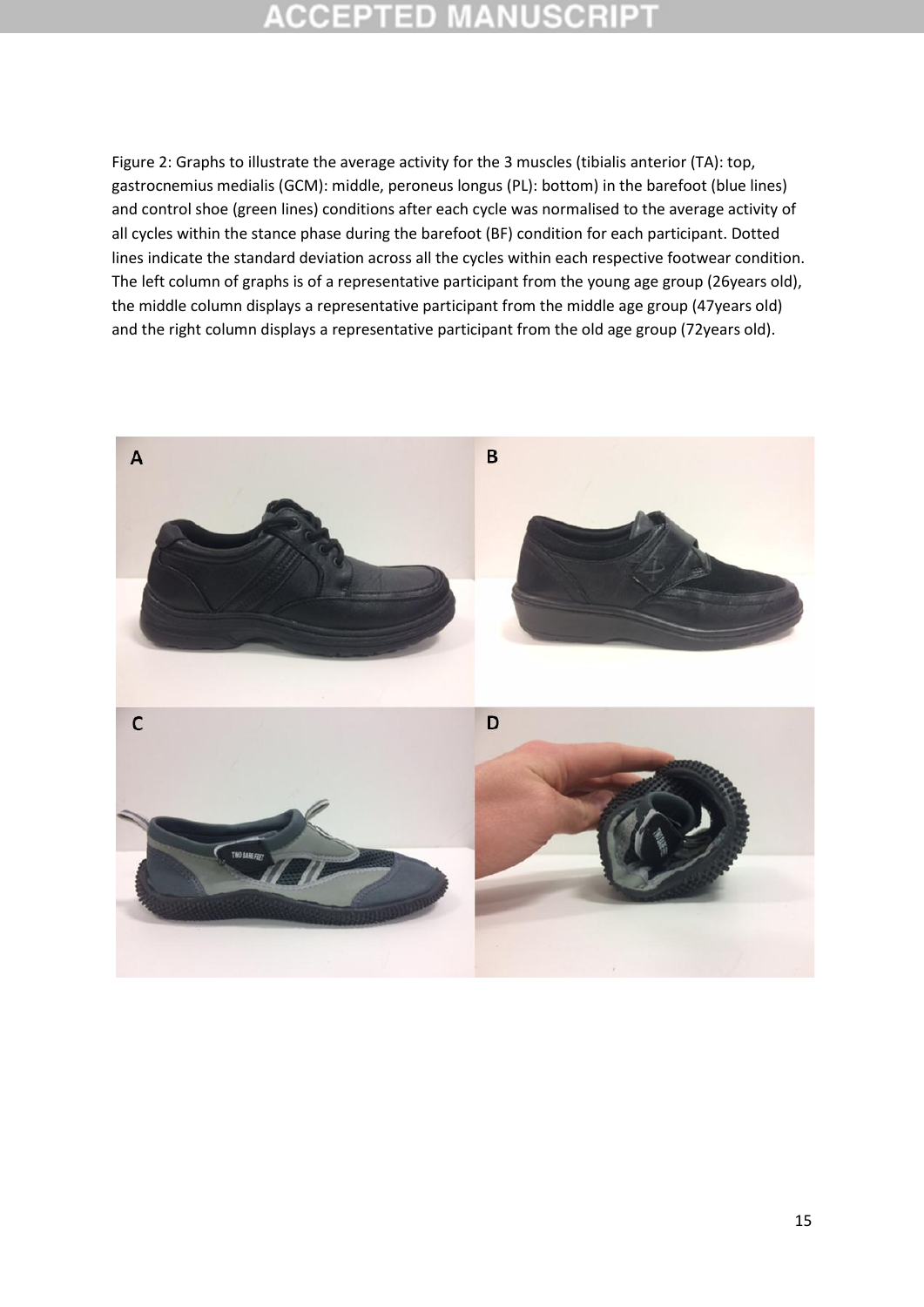Figure 2: Graphs to illustrate the average activity for the 3 muscles (tibialis anterior (TA): top, gastrocnemius medialis (GCM): middle, peroneus longus (PL): bottom) in the barefoot (blue lines) and control shoe (green lines) conditions after each cycle was normalised to the average activity of all cycles within the stance phase during the barefoot (BF) condition for each participant. Dotted lines indicate the standard deviation across all the cycles within each respective footwear condition. The left column of graphs is of a representative participant from the young age group (26years old), the middle column displays a representative participant from the middle age group (47years old) and the right column displays a representative participant from the old age group (72years old).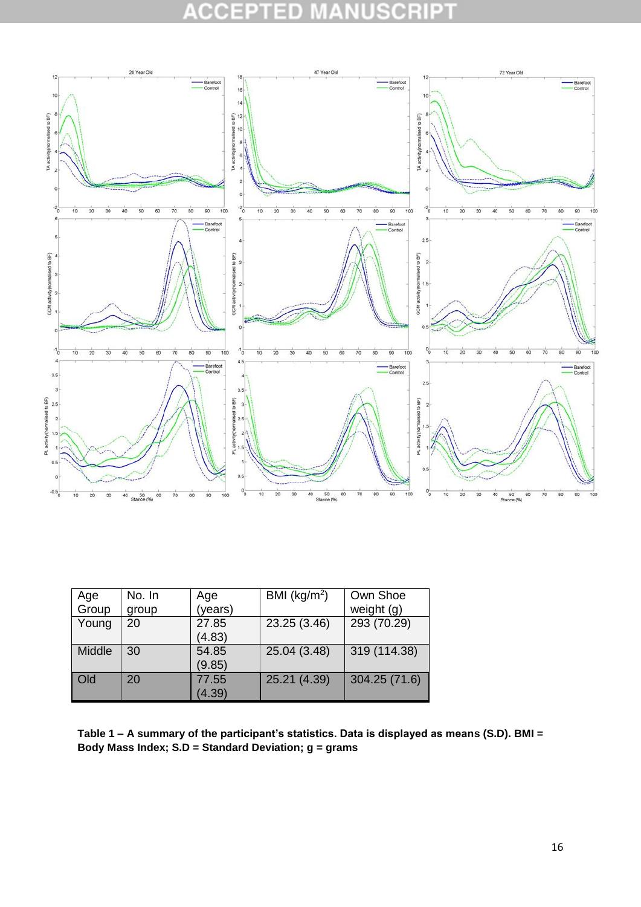26 Year Old

Barefoot
Control

TA activity(normalised to BF)

47 Year Old

Barefoot
Control

TA activity(normalised to BF)

72 Year Old

Barefoot
Control

TA activity(normalised to BF)

GCM activity(normalised to BF)

GCM activity(normalised to BF)

GCM activity(normalised to BF)

PL activity(normalised to BF)

Stance (%)

PL activity(normalised to BF)

Stance (%)

PL activity(normalised to BF)

Stance (%)

| Age Group | No. In group | Age (years) | BMI (kg/m$^2$) | Own Shoe weight (g) |
|---|---|---|---|---|
| Young | 20 | 27.85 (4.83) | 23.25 (3.46) | 293 (70.29) |
| Middle | 30 | 54.85 (9.85) | 25.04 (3.48) | 319 (114.38) |
| Old | 20 | 77.55 (4.39) | 25.21 (4.39) | 304.25 (71.6) |

**Table 1 – A summary of the participant's statistics. Data is displayed as means (S.D). BMI = Body Mass Index; S.D = Standard Deviation; g = grams**